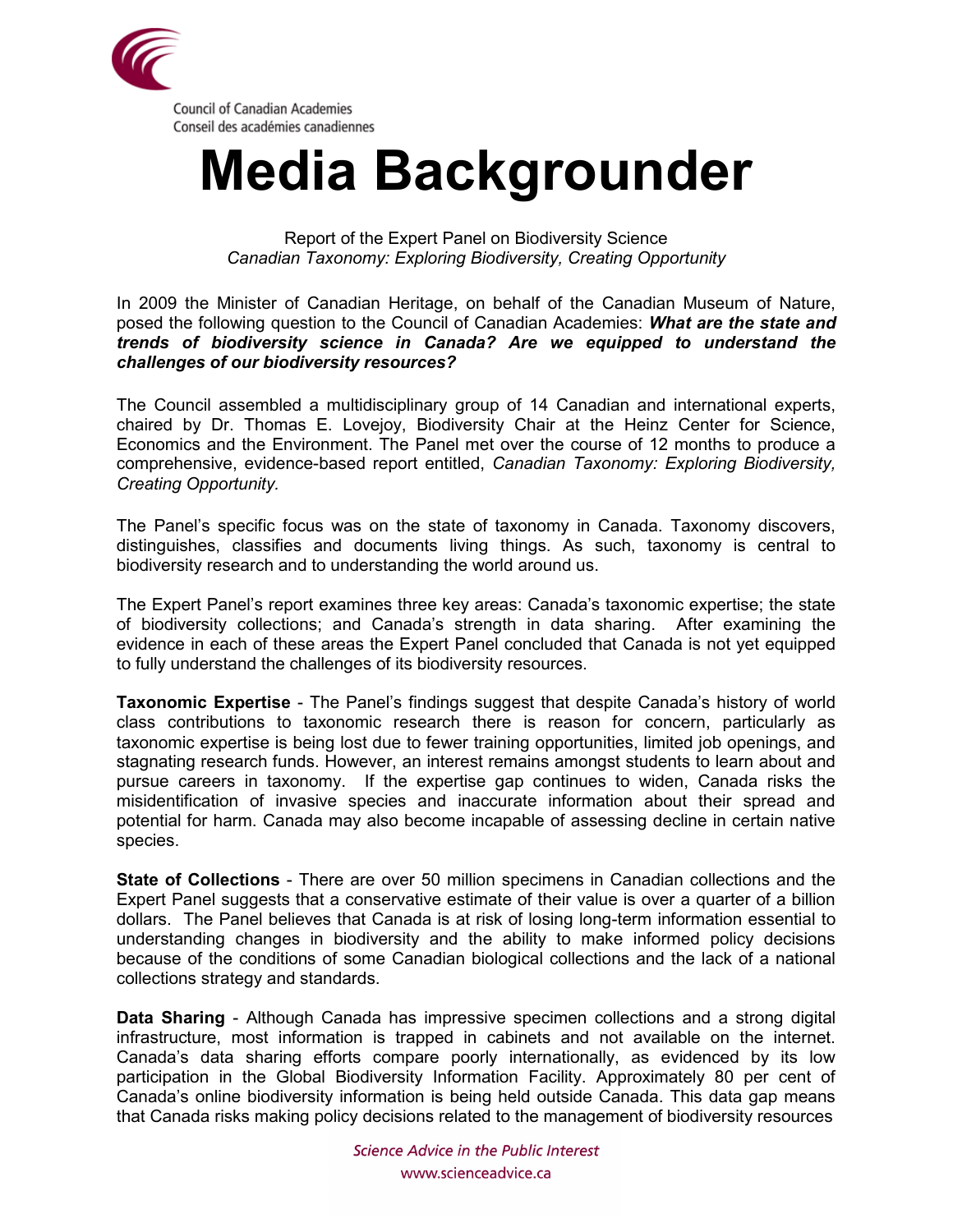Council of Canadian Academies
Conseil des académies canadiennes

# Media Backgrounder

Report of the Expert Panel on Biodiversity Science
*Canadian Taxonomy: Exploring Biodiversity, Creating Opportunity*

In 2009 the Minister of Canadian Heritage, on behalf of the Canadian Museum of Nature, posed the following question to the Council of Canadian Academies: ***What are the state and trends of biodiversity science in Canada? Are we equipped to understand the challenges of our biodiversity resources?***

The Council assembled a multidisciplinary group of 14 Canadian and international experts, chaired by Dr. Thomas E. Lovejoy, Biodiversity Chair at the Heinz Center for Science, Economics and the Environment. The Panel met over the course of 12 months to produce a comprehensive, evidence-based report entitled, *Canadian Taxonomy: Exploring Biodiversity, Creating Opportunity.*

The Panel's specific focus was on the state of taxonomy in Canada. Taxonomy discovers, distinguishes, classifies and documents living things. As such, taxonomy is central to biodiversity research and to understanding the world around us.

The Expert Panel's report examines three key areas: Canada's taxonomic expertise; the state of biodiversity collections; and Canada's strength in data sharing. After examining the evidence in each of these areas the Expert Panel concluded that Canada is not yet equipped to fully understand the challenges of its biodiversity resources.

**Taxonomic Expertise** - The Panel's findings suggest that despite Canada's history of world class contributions to taxonomic research there is reason for concern, particularly as taxonomic expertise is being lost due to fewer training opportunities, limited job openings, and stagnating research funds. However, an interest remains amongst students to learn about and pursue careers in taxonomy. If the expertise gap continues to widen, Canada risks the misidentification of invasive species and inaccurate information about their spread and potential for harm. Canada may also become incapable of assessing decline in certain native species.

**State of Collections** - There are over 50 million specimens in Canadian collections and the Expert Panel suggests that a conservative estimate of their value is over a quarter of a billion dollars. The Panel believes that Canada is at risk of losing long-term information essential to understanding changes in biodiversity and the ability to make informed policy decisions because of the conditions of some Canadian biological collections and the lack of a national collections strategy and standards.

**Data Sharing** - Although Canada has impressive specimen collections and a strong digital infrastructure, most information is trapped in cabinets and not available on the internet. Canada's data sharing efforts compare poorly internationally, as evidenced by its low participation in the Global Biodiversity Information Facility. Approximately 80 per cent of Canada's online biodiversity information is being held outside Canada. This data gap means that Canada risks making policy decisions related to the management of biodiversity resources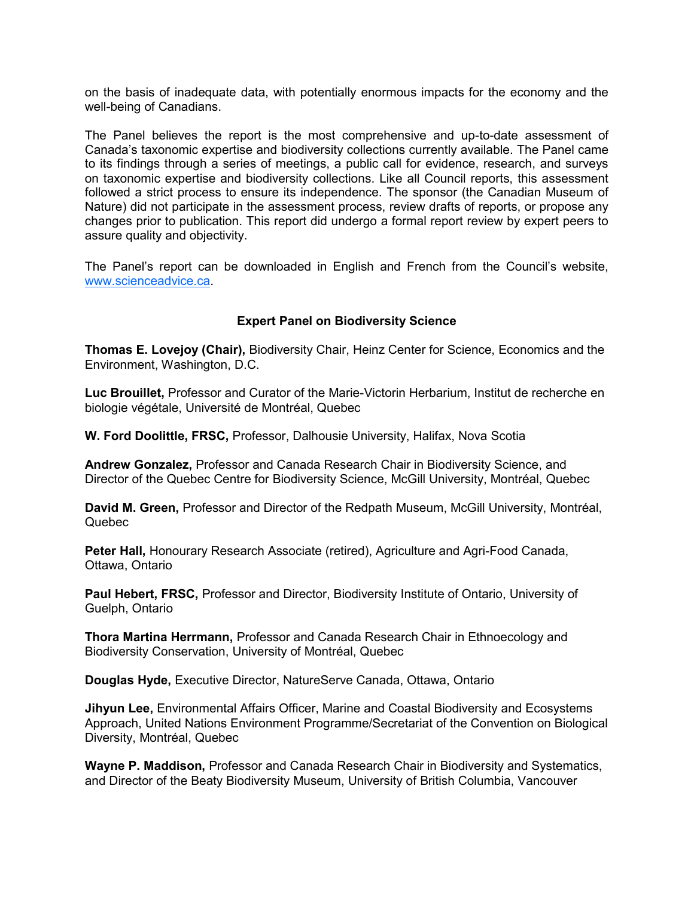on the basis of inadequate data, with potentially enormous impacts for the economy and the well-being of Canadians.

The Panel believes the report is the most comprehensive and up-to-date assessment of Canada's taxonomic expertise and biodiversity collections currently available. The Panel came to its findings through a series of meetings, a public call for evidence, research, and surveys on taxonomic expertise and biodiversity collections. Like all Council reports, this assessment followed a strict process to ensure its independence. The sponsor (the Canadian Museum of Nature) did not participate in the assessment process, review drafts of reports, or propose any changes prior to publication. This report did undergo a formal report review by expert peers to assure quality and objectivity.

The Panel's report can be downloaded in English and French from the Council's website, www.scienceadvice.ca.

**Expert Panel on Biodiversity Science**

**Thomas E. Lovejoy (Chair),** Biodiversity Chair, Heinz Center for Science, Economics and the Environment, Washington, D.C.

**Luc Brouillet,** Professor and Curator of the Marie-Victorin Herbarium, Institut de recherche en biologie végétale, Université de Montréal, Quebec

**W. Ford Doolittle, FRSC,** Professor, Dalhousie University, Halifax, Nova Scotia

**Andrew Gonzalez,** Professor and Canada Research Chair in Biodiversity Science, and Director of the Quebec Centre for Biodiversity Science, McGill University, Montréal, Quebec

**David M. Green,** Professor and Director of the Redpath Museum, McGill University, Montréal, Quebec

**Peter Hall,** Honourary Research Associate (retired), Agriculture and Agri-Food Canada, Ottawa, Ontario

**Paul Hebert, FRSC,** Professor and Director, Biodiversity Institute of Ontario, University of Guelph, Ontario

**Thora Martina Herrmann,** Professor and Canada Research Chair in Ethnoecology and Biodiversity Conservation, University of Montréal, Quebec

**Douglas Hyde,** Executive Director, NatureServe Canada, Ottawa, Ontario

**Jihyun Lee,** Environmental Affairs Officer, Marine and Coastal Biodiversity and Ecosystems Approach, United Nations Environment Programme/Secretariat of the Convention on Biological Diversity, Montréal, Quebec

**Wayne P. Maddison,** Professor and Canada Research Chair in Biodiversity and Systematics, and Director of the Beaty Biodiversity Museum, University of British Columbia, Vancouver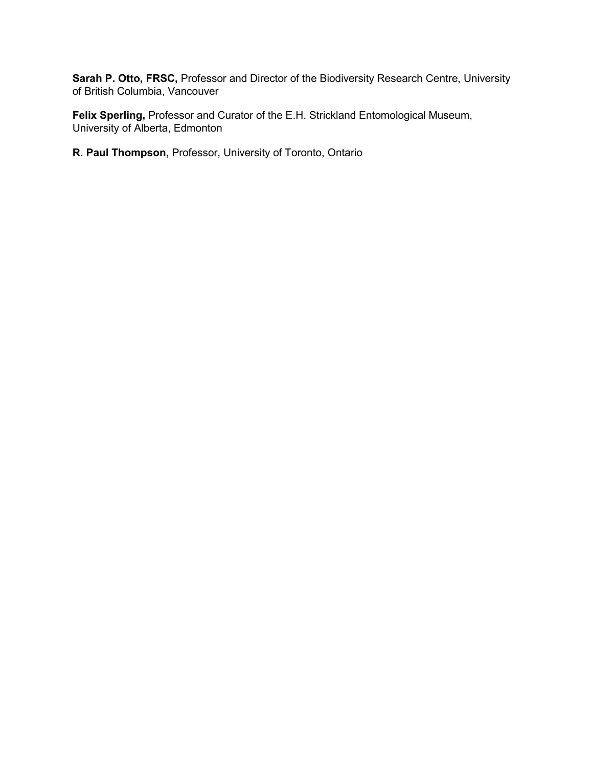**Sarah P. Otto, FRSC,** Professor and Director of the Biodiversity Research Centre, University of British Columbia, Vancouver

**Felix Sperling,** Professor and Curator of the E.H. Strickland Entomological Museum, University of Alberta, Edmonton

**R. Paul Thompson,** Professor, University of Toronto, Ontario